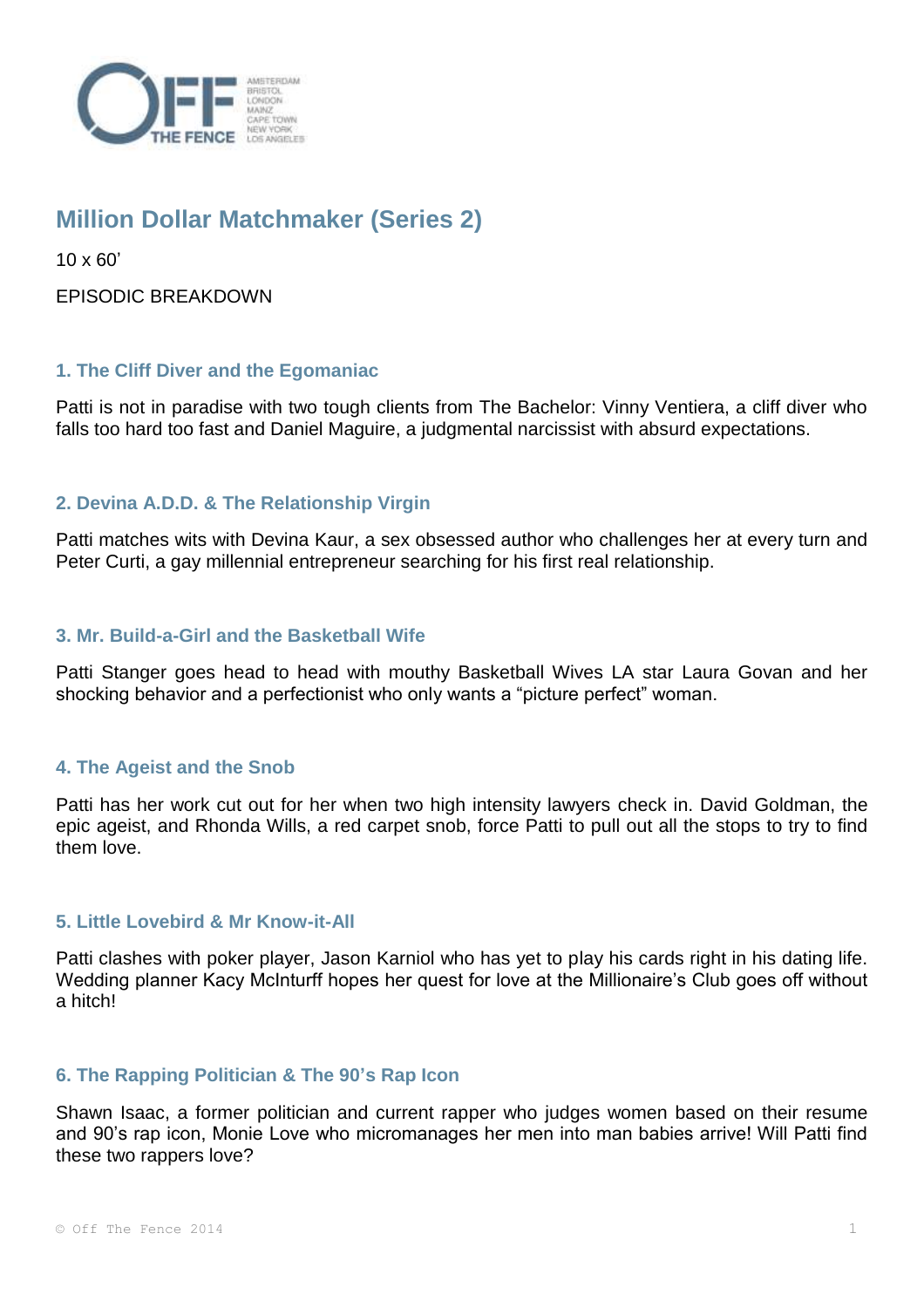## Million Dollar Matchmaker (Series 2)

10 x 60'

EPISODIC BREAKDOWN

### 1. The Cliff Diver and the Egomaniac

Patti is not in paradise with two tough clients from The Bachelor: Vinny Ventiera, a cliff diver who falls too hard too fast and Daniel Maguire, a judgmental narcissist with absurd expectations.

### 2. Devina A.D.D. & The Relationship Virgin

Patti matches wits with Devina Kaur, a sex obsessed author who challenges her at every turn and Peter Curti, a gay millennial entrepreneur searching for his first real relationship.

### 3. Mr. Build-a-Girl and the Basketball Wife

Patti Stanger goes head to head with mouthy Basketball Wives LA star Laura Govan and her shocking behavior and a perfectionist who only wants a "picture perfect" woman.

### 4. The Ageist and the Snob

Patti has her work cut out for her when two high intensity lawyers check in. David Goldman, the epic ageist, and Rhonda Wills, a red carpet snob, force Patti to pull out all the stops to try to find them love.

### 5. Little Lovebird & Mr Know-it-All

Patti clashes with poker player, Jason Karniol who has yet to play his cards right in his dating life. Wedding planner Kacy McInturff hopes her quest for love at the Millionaire's Club goes off without a hitch!

### 6. The Rapping Politician & The 90's Rap Icon

Shawn Isaac, a former politician and current rapper who judges women based on their resume and 90's rap icon, Monie Love who micromanages her men into man babies arrive! Will Patti find these two rappers love?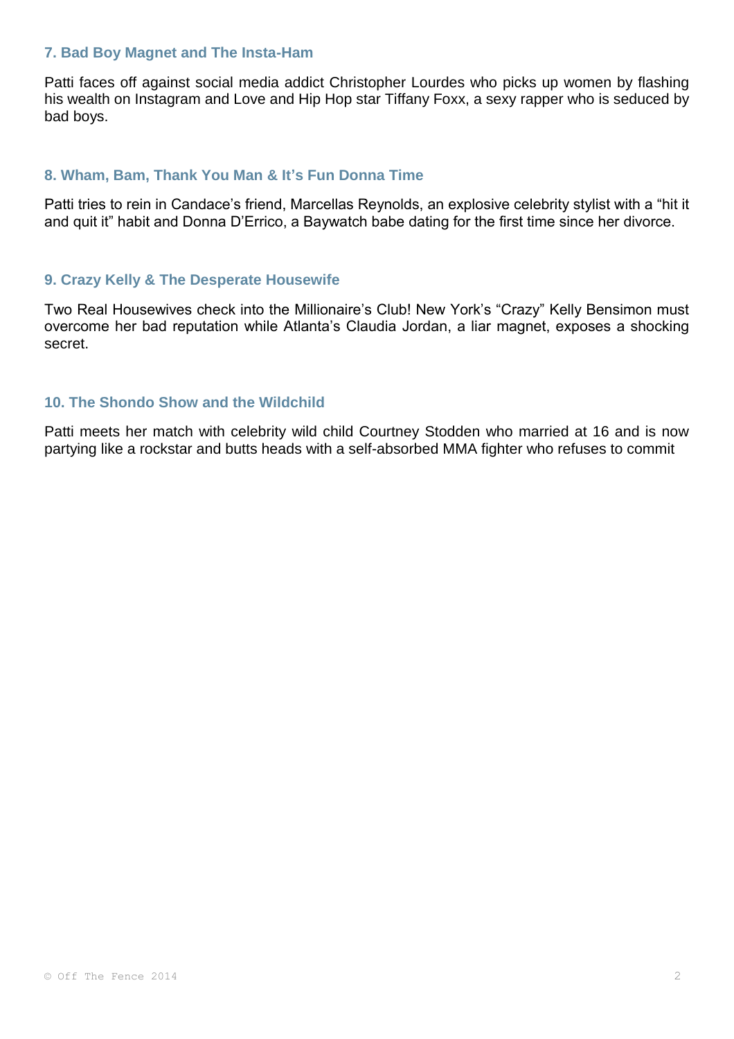### 7. Bad Boy Magnet and The Insta-Ham

Patti faces off against social media addict Christopher Lourdes who picks up women by flashing his wealth on Instagram and Love and Hip Hop star Tiffany Foxx, a sexy rapper who is seduced by bad boys.

### 8. Wham, Bam, Thank You Man & It's Fun Donna Time

Patti tries to rein in Candace's friend, Marcellas Reynolds, an explosive celebrity stylist with a "hit it and quit it" habit and Donna D'Errico, a Baywatch babe dating for the first time since her divorce.

### 9. Crazy Kelly & The Desperate Housewife

Two Real Housewives check into the Millionaire's Club! New York's "Crazy" Kelly Bensimon must overcome her bad reputation while Atlanta's Claudia Jordan, a liar magnet, exposes a shocking secret.

### 10. The Shondo Show and the Wildchild

Patti meets her match with celebrity wild child Courtney Stodden who married at 16 and is now partying like a rockstar and butts heads with a self-absorbed MMA fighter who refuses to commit

© Off The Fence 2014